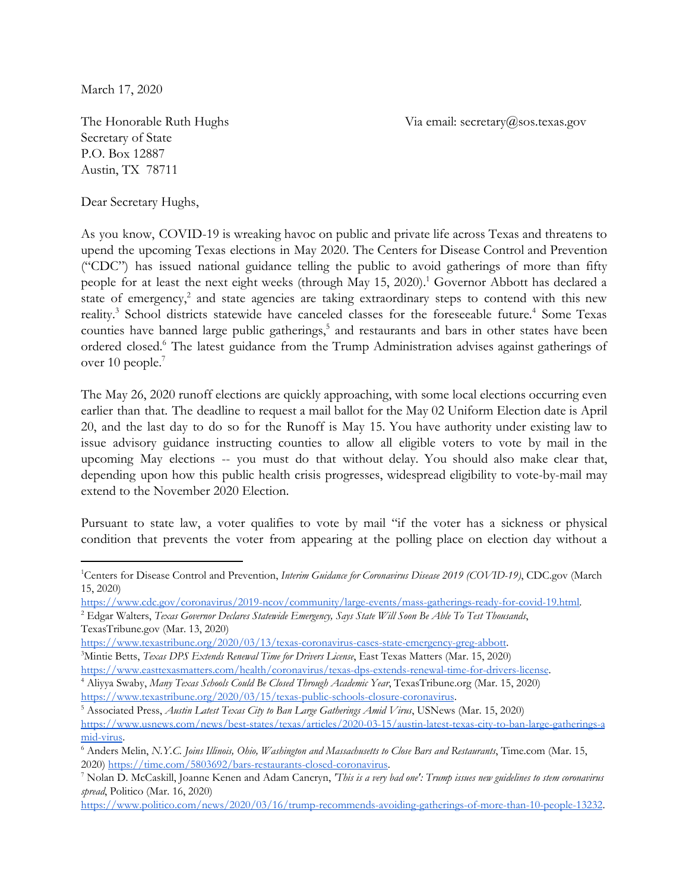March 17, 2020

The Honorable Ruth Hughs
Secretary of State
P.O. Box 12887
Austin, TX 78711

Via email: secretary@sos.texas.gov

Dear Secretary Hughs,

As you know, COVID-19 is wreaking havoc on public and private life across Texas and threatens to upend the upcoming Texas elections in May 2020. The Centers for Disease Control and Prevention ("CDC") has issued national guidance telling the public to avoid gatherings of more than fifty people for at least the next eight weeks (through May 15, 2020).[1] Governor Abbott has declared a state of emergency,[2] and state agencies are taking extraordinary steps to contend with this new reality.[3] School districts statewide have canceled classes for the foreseeable future.[4] Some Texas counties have banned large public gatherings,[5] and restaurants and bars in other states have been ordered closed.[6] The latest guidance from the Trump Administration advises against gatherings of over 10 people.[7]

The May 26, 2020 runoff elections are quickly approaching, with some local elections occurring even earlier than that. The deadline to request a mail ballot for the May 02 Uniform Election date is April 20, and the last day to do so for the Runoff is May 15. You have authority under existing law to issue advisory guidance instructing counties to allow all eligible voters to vote by mail in the upcoming May elections -- you must do that without delay. You should also make clear that, depending upon how this public health crisis progresses, widespread eligibility to vote-by-mail may extend to the November 2020 Election.

Pursuant to state law, a voter qualifies to vote by mail "if the voter has a sickness or physical condition that prevents the voter from appearing at the polling place on election day without a

---

[1] Centers for Disease Control and Prevention, *Interim Guidance for Coronavirus Disease 2019 (COVID-19)*, CDC.gov (March 15, 2020) https://www.cdc.gov/coronavirus/2019-ncov/community/large-events/mass-gatherings-ready-for-covid-19.html.

[2] Edgar Walters, *Texas Governor Declares Statewide Emergency, Says State Will Soon Be Able To Test Thousands*, TexasTribune.gov (Mar. 13, 2020) https://www.texastribune.org/2020/03/13/texas-coronavirus-cases-state-emergency-greg-abbott.

[3] Mintie Betts, *Texas DPS Extends Renewal Time for Drivers License*, East Texas Matters (Mar. 15, 2020) https://www.easttexasmatters.com/health/coronavirus/texas-dps-extends-renewal-time-for-drivers-license.

[4] Aliyya Swaby, *Many Texas Schools Could Be Closed Through Academic Year*, TexasTribune.org (Mar. 15, 2020) https://www.texastribune.org/2020/03/15/texas-public-schools-closure-coronavirus.

[5] Associated Press, *Austin Latest Texas City to Ban Large Gatherings Amid Virus*, USNews (Mar. 15, 2020) https://www.usnews.com/news/best-states/texas/articles/2020-03-15/austin-latest-texas-city-to-ban-large-gatherings-amid-virus.

[6] Anders Melin, *N.Y.C. Joins Illinois, Ohio, Washington and Massachusetts to Close Bars and Restaurants*, Time.com (Mar. 15, 2020) https://time.com/5803692/bars-restaurants-closed-coronavirus.

[7] Nolan D. McCaskill, Joanne Kenen and Adam Cancryn, *'This is a very bad one': Trump issues new guidelines to stem coronavirus spread*, Politico (Mar. 16, 2020) https://www.politico.com/news/2020/03/16/trump-recommends-avoiding-gatherings-of-more-than-10-people-13232.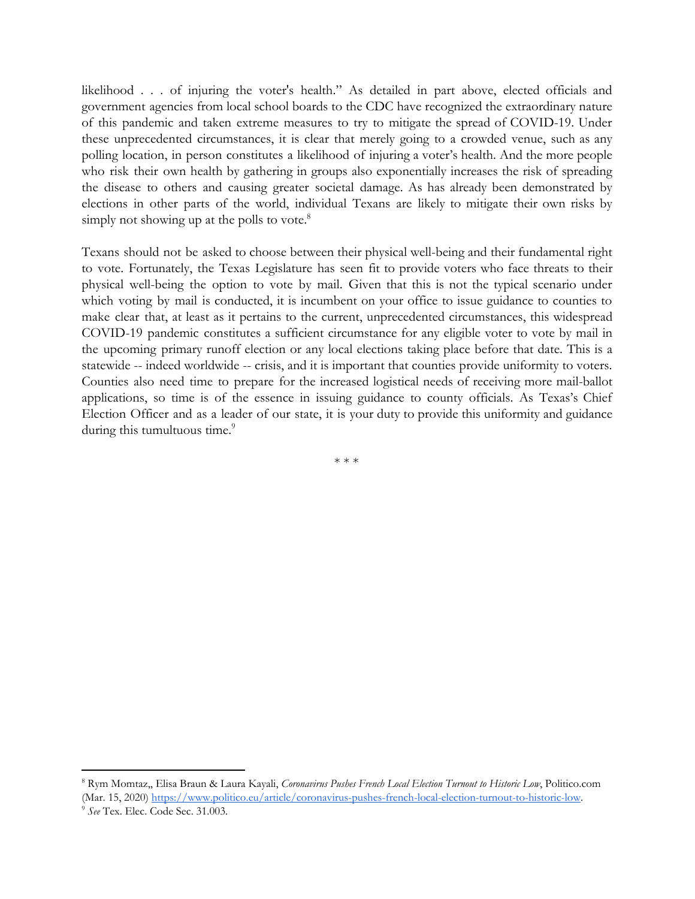likelihood . . . of injuring the voter's health." As detailed in part above, elected officials and government agencies from local school boards to the CDC have recognized the extraordinary nature of this pandemic and taken extreme measures to try to mitigate the spread of COVID-19. Under these unprecedented circumstances, it is clear that merely going to a crowded venue, such as any polling location, in person constitutes a likelihood of injuring a voter's health. And the more people who risk their own health by gathering in groups also exponentially increases the risk of spreading the disease to others and causing greater societal damage. As has already been demonstrated by elections in other parts of the world, individual Texans are likely to mitigate their own risks by simply not showing up at the polls to vote.[8]

Texans should not be asked to choose between their physical well-being and their fundamental right to vote. Fortunately, the Texas Legislature has seen fit to provide voters who face threats to their physical well-being the option to vote by mail. Given that this is not the typical scenario under which voting by mail is conducted, it is incumbent on your office to issue guidance to counties to make clear that, at least as it pertains to the current, unprecedented circumstances, this widespread COVID-19 pandemic constitutes a sufficient circumstance for any eligible voter to vote by mail in the upcoming primary runoff election or any local elections taking place before that date. This is a statewide -- indeed worldwide -- crisis, and it is important that counties provide uniformity to voters. Counties also need time to prepare for the increased logistical needs of receiving more mail-ballot applications, so time is of the essence in issuing guidance to county officials. As Texas's Chief Election Officer and as a leader of our state, it is your duty to provide this uniformity and guidance during this tumultuous time.[9]

\* \* \*

---

[8] Rym Momtaz,, Elisa Braun & Laura Kayali, *Coronavirus Pushes French Local Election Turnout to Historic Low*, Politico.com (Mar. 15, 2020) https://www.politico.eu/article/coronavirus-pushes-french-local-election-turnout-to-historic-low.

[9] *See* Tex. Elec. Code Sec. 31.003.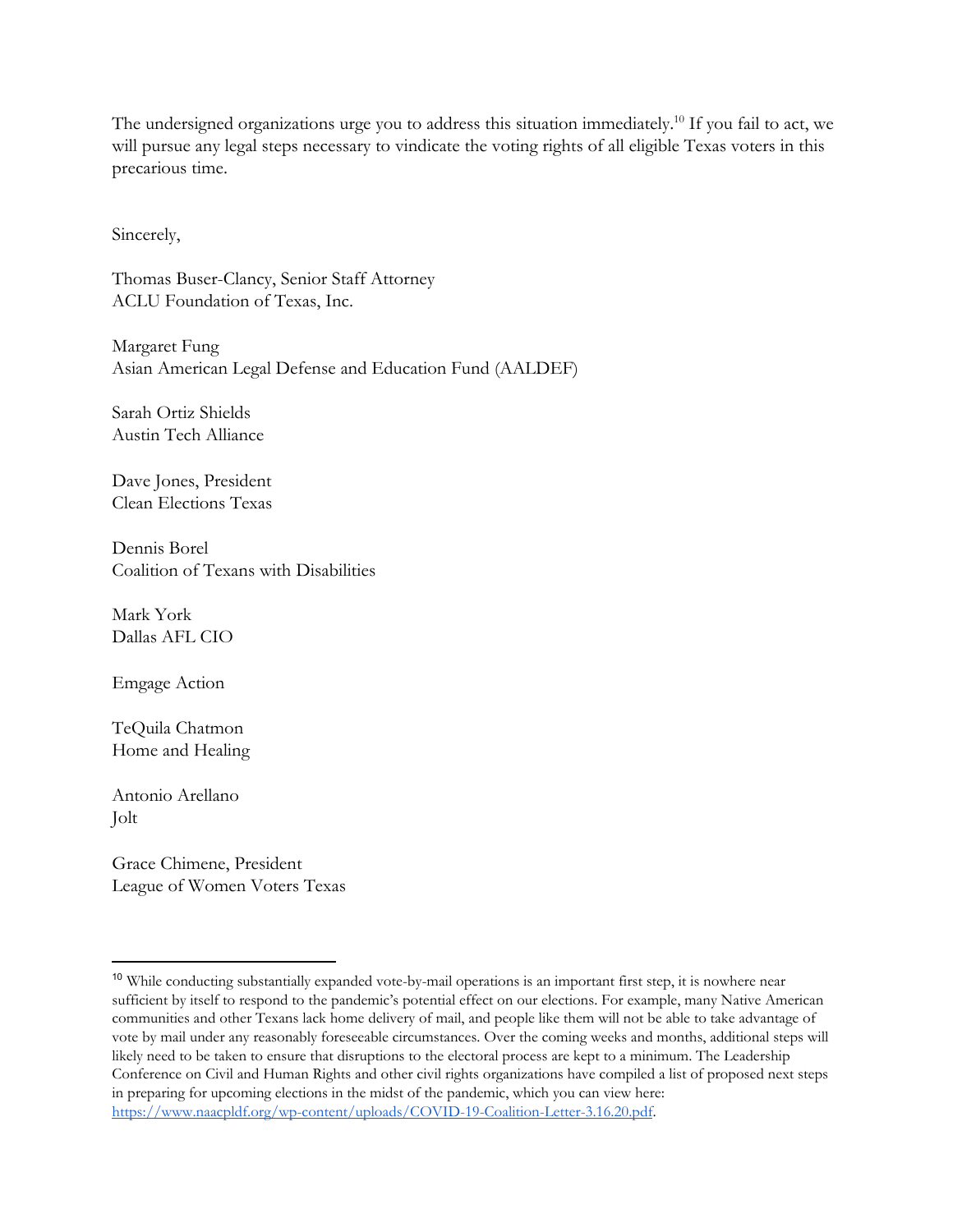The undersigned organizations urge you to address this situation immediately.[10] If you fail to act, we will pursue any legal steps necessary to vindicate the voting rights of all eligible Texas voters in this precarious time.

Sincerely,

Thomas Buser-Clancy, Senior Staff Attorney
ACLU Foundation of Texas, Inc.

Margaret Fung
Asian American Legal Defense and Education Fund (AALDEF)

Sarah Ortiz Shields
Austin Tech Alliance

Dave Jones, President
Clean Elections Texas

Dennis Borel
Coalition of Texans with Disabilities

Mark York
Dallas AFL CIO

Emgage Action

TeQuila Chatmon
Home and Healing

Antonio Arellano
Jolt

Grace Chimene, President
League of Women Voters Texas

---

[10] While conducting substantially expanded vote-by-mail operations is an important first step, it is nowhere near sufficient by itself to respond to the pandemic's potential effect on our elections. For example, many Native American communities and other Texans lack home delivery of mail, and people like them will not be able to take advantage of vote by mail under any reasonably foreseeable circumstances. Over the coming weeks and months, additional steps will likely need to be taken to ensure that disruptions to the electoral process are kept to a minimum. The Leadership Conference on Civil and Human Rights and other civil rights organizations have compiled a list of proposed next steps in preparing for upcoming elections in the midst of the pandemic, which you can view here: https://www.naacpldf.org/wp-content/uploads/COVID-19-Coalition-Letter-3.16.20.pdf.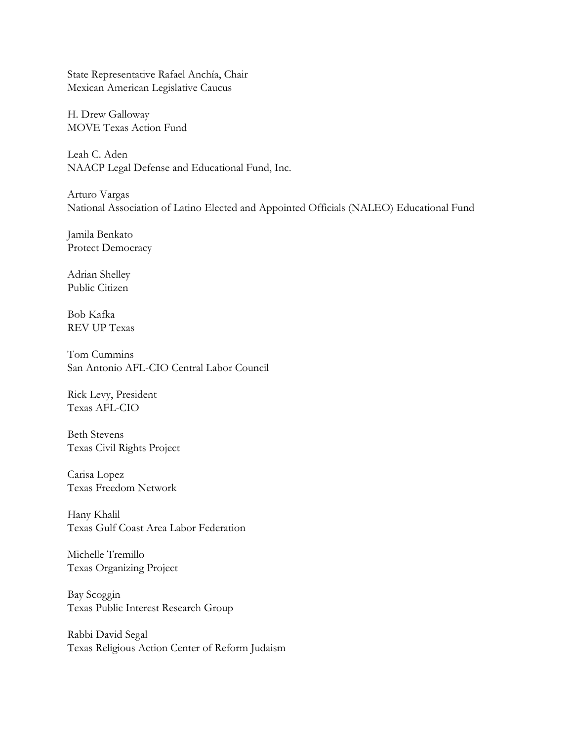State Representative Rafael Anchía, Chair
Mexican American Legislative Caucus

H. Drew Galloway
MOVE Texas Action Fund

Leah C. Aden
NAACP Legal Defense and Educational Fund, Inc.

Arturo Vargas
National Association of Latino Elected and Appointed Officials (NALEO) Educational Fund

Jamila Benkato
Protect Democracy

Adrian Shelley
Public Citizen

Bob Kafka
REV UP Texas

Tom Cummins
San Antonio AFL-CIO Central Labor Council

Rick Levy, President
Texas AFL-CIO

Beth Stevens
Texas Civil Rights Project

Carisa Lopez
Texas Freedom Network

Hany Khalil
Texas Gulf Coast Area Labor Federation

Michelle Tremillo
Texas Organizing Project

Bay Scoggin
Texas Public Interest Research Group

Rabbi David Segal
Texas Religious Action Center of Reform Judaism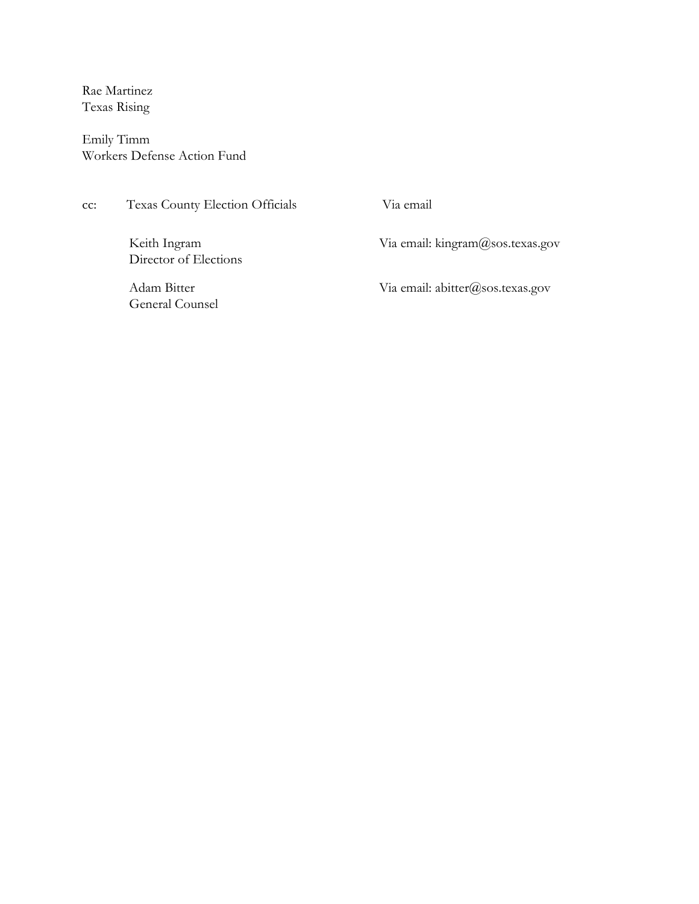Rae Martinez
Texas Rising

Emily Timm
Workers Defense Action Fund

| | | |
|---|---|---|
| cc: | Texas County Election Officials | Via email |
| | Keith Ingram<br>Director of Elections | Via email: kingram@sos.texas.gov |
| | Adam Bitter<br>General Counsel | Via email: abitter@sos.texas.gov |